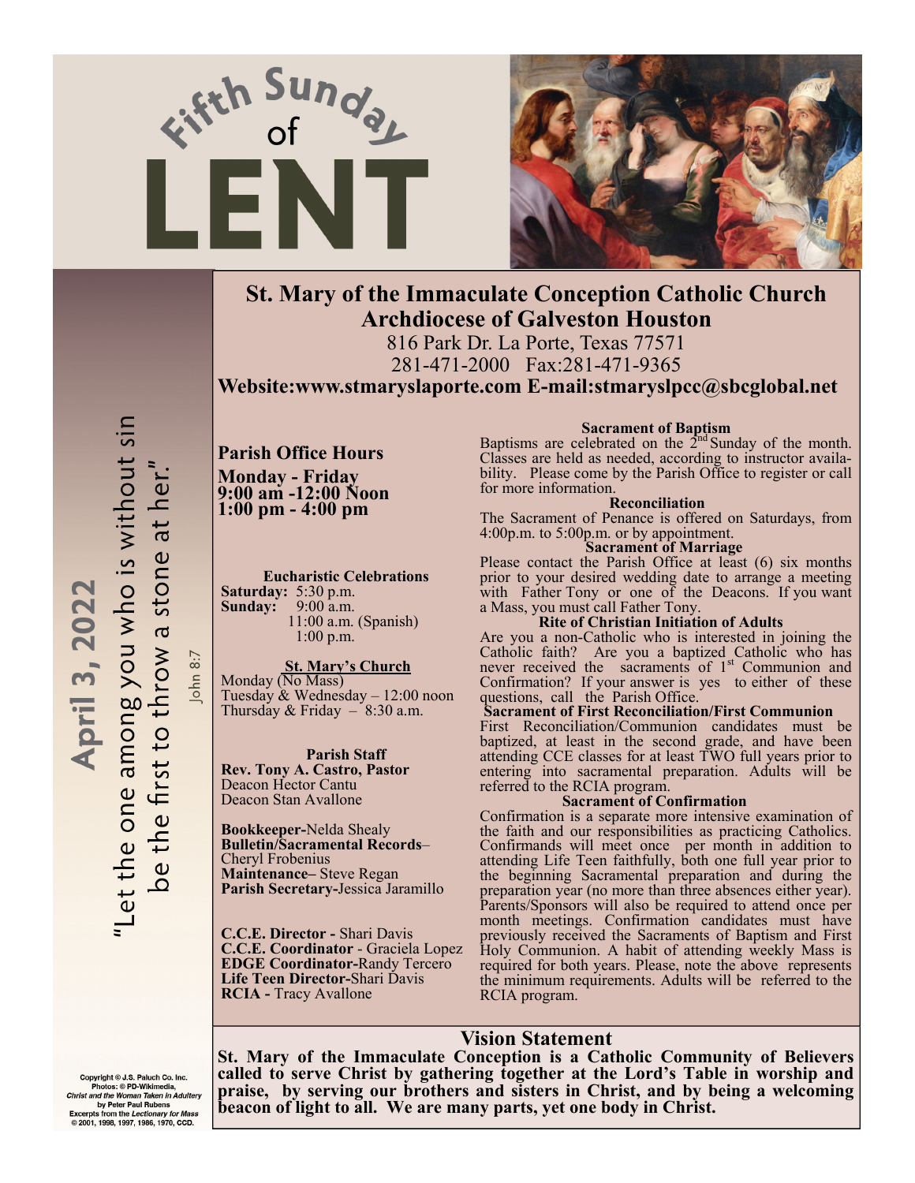# Fifth Sunday of LENT

**April 3, 2022**

"Let the one among you who is without sin be the first to throw a stone at her."

John 8:7

## St. Mary of the Immaculate Conception Catholic Church
## Archdiocese of Galveston Houston

816 Park Dr. La Porte, Texas 77571

281-471-2000 Fax:281-471-9365

**Website:www.stmaryslaporte.com E-mail:stmaryslpcc@sbcglobal.net**

### Parish Office Hours

**Monday - Friday**
**9:00 am -12:00 Noon**
**1:00 pm - 4:00 pm**

**Eucharistic Celebrations**

**Saturday:** 5:30 p.m.
**Sunday:** 9:00 a.m.
11:00 a.m. (Spanish)
1:00 p.m.

**St. Mary's Church**

Monday (No Mass)
Tuesday & Wednesday – 12:00 noon
Thursday & Friday – 8:30 a.m.

**Parish Staff**

**Rev. Tony A. Castro, Pastor**
Deacon Hector Cantu
Deacon Stan Avallone

**Bookkeeper-**Nelda Shealy
**Bulletin/Sacramental Records**–Cheryl Frobenius
**Maintenance–** Steve Regan
**Parish Secretary-**Jessica Jaramillo

**C.C.E. Director -** Shari Davis
**C.C.E. Coordinator** - Graciela Lopez
**EDGE Coordinator-**Randy Tercero
**Life Teen Director-**Shari Davis
**RCIA -** Tracy Avallone

**Sacrament of Baptism**

Baptisms are celebrated on the 2nd Sunday of the month. Classes are held as needed, according to instructor availability. Please come by the Parish Office to register or call for more information.

**Reconciliation**

The Sacrament of Penance is offered on Saturdays, from 4:00p.m. to 5:00p.m. or by appointment.

**Sacrament of Marriage**

Please contact the Parish Office at least (6) six months prior to your desired wedding date to arrange a meeting with Father Tony or one of the Deacons. If you want a Mass, you must call Father Tony.

**Rite of Christian Initiation of Adults**

Are you a non-Catholic who is interested in joining the Catholic faith? Are you a baptized Catholic who has never received the sacraments of 1st Communion and Confirmation? If your answer is yes to either of these questions, call the Parish Office.

**Sacrament of First Reconciliation/First Communion**

First Reconciliation/Communion candidates must be baptized, at least in the second grade, and have been attending CCE classes for at least TWO full years prior to entering into sacramental preparation. Adults will be referred to the RCIA program.

**Sacrament of Confirmation**

Confirmation is a separate more intensive examination of the faith and our responsibilities as practicing Catholics. Confirmands will meet once per month in addition to attending Life Teen faithfully, both one full year prior to the beginning Sacramental preparation and during the preparation year (no more than three absences either year). Parents/Sponsors will also be required to attend once per month meetings. Confirmation candidates must have previously received the Sacraments of Baptism and First Holy Communion. A habit of attending weekly Mass is required for both years. Please, note the above represents the minimum requirements. Adults will be referred to the RCIA program.

### Vision Statement

**St. Mary of the Immaculate Conception is a Catholic Community of Believers called to serve Christ by gathering together at the Lord's Table in worship and praise, by serving our brothers and sisters in Christ, and by being a welcoming beacon of light to all. We are many parts, yet one body in Christ.**

Copyright © J.S. Paluch Co. Inc.
Photos: © PD-Wikimedia,
*Christ and the Woman Taken in Adultery*
by Peter Paul Rubens
Excerpts from the *Lectionary for Mass*
© 2001, 1998, 1997, 1986, 1970, CCD.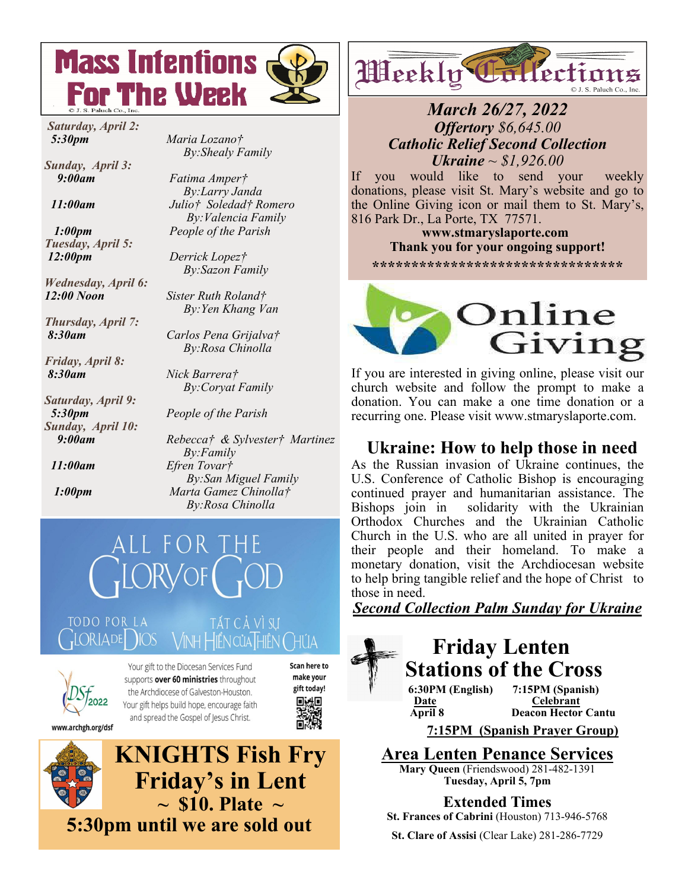# Mass Intentions For The Week

© J. S. Paluch Co., Inc.

***Saturday, April 2:***
***5:30pm*** — *Maria Lozano†* *By:Shealy Family*

***Sunday, April 3:***
***9:00am*** — *Fatima Amper†* *By:Larry Janda*
***11:00am*** — *Julio† Soledad† Romero* *By:Valencia Family*
***1:00pm*** — *People of the Parish*

***Tuesday, April 5:***
***12:00pm*** — *Derrick Lopez†* *By:Sazon Family*

***Wednesday, April 6:***
***12:00 Noon*** — *Sister Ruth Roland†* *By:Yen Khang Van*

***Thursday, April 7:***
***8:30am*** — *Carlos Pena Grijalva†* *By:Rosa Chinolla*

***Friday, April 8:***
***8:30am*** — *Nick Barrera†* *By:Coryat Family*

***Saturday, April 9:***
***5:30pm*** — *People of the Parish*

***Sunday, April 10:***
***9:00am*** — *Rebecca† & Sylvester† Martinez* *By:Family*
***11:00am*** — *Efren Tovar†* *By:San Miguel Family*
***1:00pm*** — *Marta Gamez Chinolla†* *By:Rosa Chinolla*

## ALL FOR THE GLORY OF GOD

TODO POR LA GLORIA DE DIOS

TẤT CẢ VÌ SỰ VINH HIỂN CỦA THIÊN CHÚA

DSf 2022

Your gift to the Diocesan Services Fund supports **over 60 ministries** throughout the Archdiocese of Galveston-Houston. Your gift helps build hope, encourage faith and spread the Gospel of Jesus Christ.

Scan here to make your gift today!

www.archgh.org/dsf

## KNIGHTS Fish Fry Friday's in Lent

**~ $10. Plate ~**

**5:30pm until we are sold out**

# Weekly Collections

© J. S. Paluch Co., Inc.

***March 26/27, 2022***
***Offertory** $6,645.00*
***Catholic Relief Second Collection***
***Ukraine** ~ $1,926.00*

If you would like to send your weekly donations, please visit St. Mary's website and go to the Online Giving icon or mail them to St. Mary's, 816 Park Dr., La Porte, TX 77571.

**www.stmaryslaporte.com**

**Thank you for your ongoing support!**

**********************************

## Online Giving

If you are interested in giving online, please visit our church website and follow the prompt to make a donation. You can make a one time donation or a recurring one. Please visit www.stmaryslaporte.com.

## Ukraine: How to help those in need

As the Russian invasion of Ukraine continues, the U.S. Conference of Catholic Bishop is encouraging continued prayer and humanitarian assistance. The Bishops join in solidarity with the Ukrainian Orthodox Churches and the Ukrainian Catholic Church in the U.S. who are all united in prayer for their people and their homeland. To make a monetary donation, visit the Archdiocesan website to help bring tangible relief and the hope of Christ to those in need.

***Second Collection Palm Sunday for Ukraine***

## Friday Lenten Stations of the Cross

| 6:30PM (English) | 7:15PM (Spanish) |
|---|---|
| **Date** | **Celebrant** |
| April 8 | Deacon Hector Cantu |

**7:15PM (Spanish Prayer Group)**

## Area Lenten Penance Services

**Mary Queen** (Friendswood) 281-482-1391
**Tuesday, April 5, 7pm**

**Extended Times**

**St. Frances of Cabrini** (Houston) 713-946-5768

**St. Clare of Assisi** (Clear Lake) 281-286-7729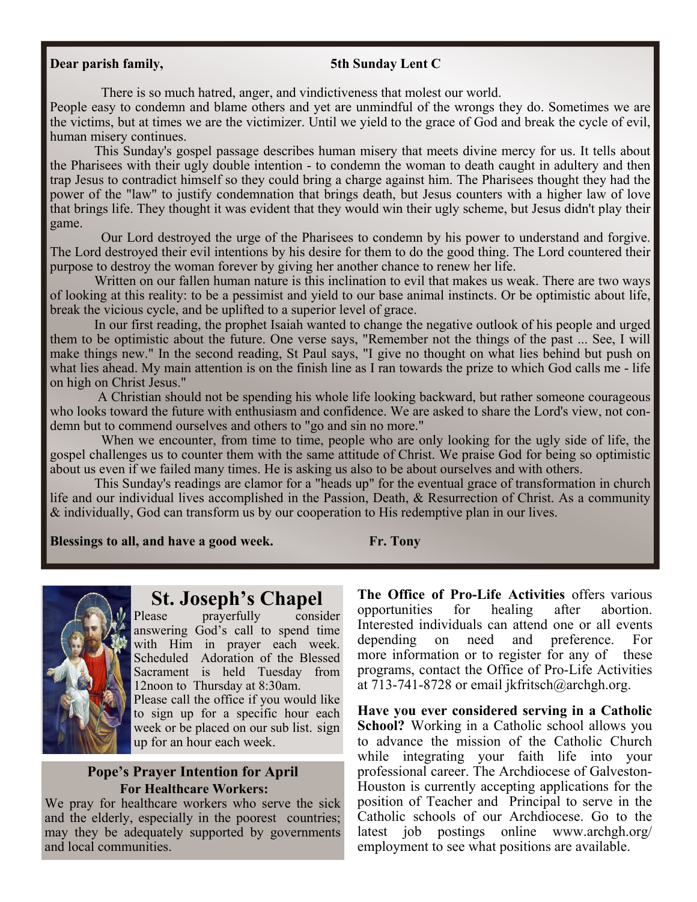**Dear parish family,** **5th Sunday Lent C**

There is so much hatred, anger, and vindictiveness that molest our world. People easy to condemn and blame others and yet are unmindful of the wrongs they do. Sometimes we are the victims, but at times we are the victimizer. Until we yield to the grace of God and break the cycle of evil, human misery continues.

This Sunday's gospel passage describes human misery that meets divine mercy for us. It tells about the Pharisees with their ugly double intention - to condemn the woman to death caught in adultery and then trap Jesus to contradict himself so they could bring a charge against him. The Pharisees thought they had the power of the "law" to justify condemnation that brings death, but Jesus counters with a higher law of love that brings life. They thought it was evident that they would win their ugly scheme, but Jesus didn't play their game.

Our Lord destroyed the urge of the Pharisees to condemn by his power to understand and forgive. The Lord destroyed their evil intentions by his desire for them to do the good thing. The Lord countered their purpose to destroy the woman forever by giving her another chance to renew her life.

Written on our fallen human nature is this inclination to evil that makes us weak. There are two ways of looking at this reality: to be a pessimist and yield to our base animal instincts. Or be optimistic about life, break the vicious cycle, and be uplifted to a superior level of grace.

In our first reading, the prophet Isaiah wanted to change the negative outlook of his people and urged them to be optimistic about the future. One verse says, "Remember not the things of the past ... See, I will make things new." In the second reading, St Paul says, "I give no thought on what lies behind but push on what lies ahead. My main attention is on the finish line as I ran towards the prize to which God calls me - life on high on Christ Jesus."

A Christian should not be spending his whole life looking backward, but rather someone courageous who looks toward the future with enthusiasm and confidence. We are asked to share the Lord's view, not condemn but to commend ourselves and others to "go and sin no more."

When we encounter, from time to time, people who are only looking for the ugly side of life, the gospel challenges us to counter them with the same attitude of Christ. We praise God for being so optimistic about us even if we failed many times. He is asking us also to be about ourselves and with others.

This Sunday's readings are clamor for a "heads up" for the eventual grace of transformation in church life and our individual lives accomplished in the Passion, Death, & Resurrection of Christ. As a community & individually, God can transform us by our cooperation to His redemptive plan in our lives.

**Blessings to all, and have a good week.** **Fr. Tony**

## St. Joseph's Chapel

Please prayerfully consider answering God's call to spend time with Him in prayer each week. Scheduled Adoration of the Blessed Sacrament is held Tuesday from 12noon to Thursday at 8:30am. Please call the office if you would like to sign up for a specific hour each week or be placed on our sub list. sign up for an hour each week.

### Pope's Prayer Intention for April
**For Healthcare Workers:**

We pray for healthcare workers who serve the sick and the elderly, especially in the poorest countries; may they be adequately supported by governments and local communities.

**The Office of Pro-Life Activities** offers various opportunities for healing after abortion. Interested individuals can attend one or all events depending on need and preference. For more information or to register for any of these programs, contact the Office of Pro-Life Activities at 713-741-8728 or email jkfritsch@archgh.org.

**Have you ever considered serving in a Catholic School?** Working in a Catholic school allows you to advance the mission of the Catholic Church while integrating your faith life into your professional career. The Archdiocese of Galveston-Houston is currently accepting applications for the position of Teacher and Principal to serve in the Catholic schools of our Archdiocese. Go to the latest job postings online www.archgh.org/employment to see what positions are available.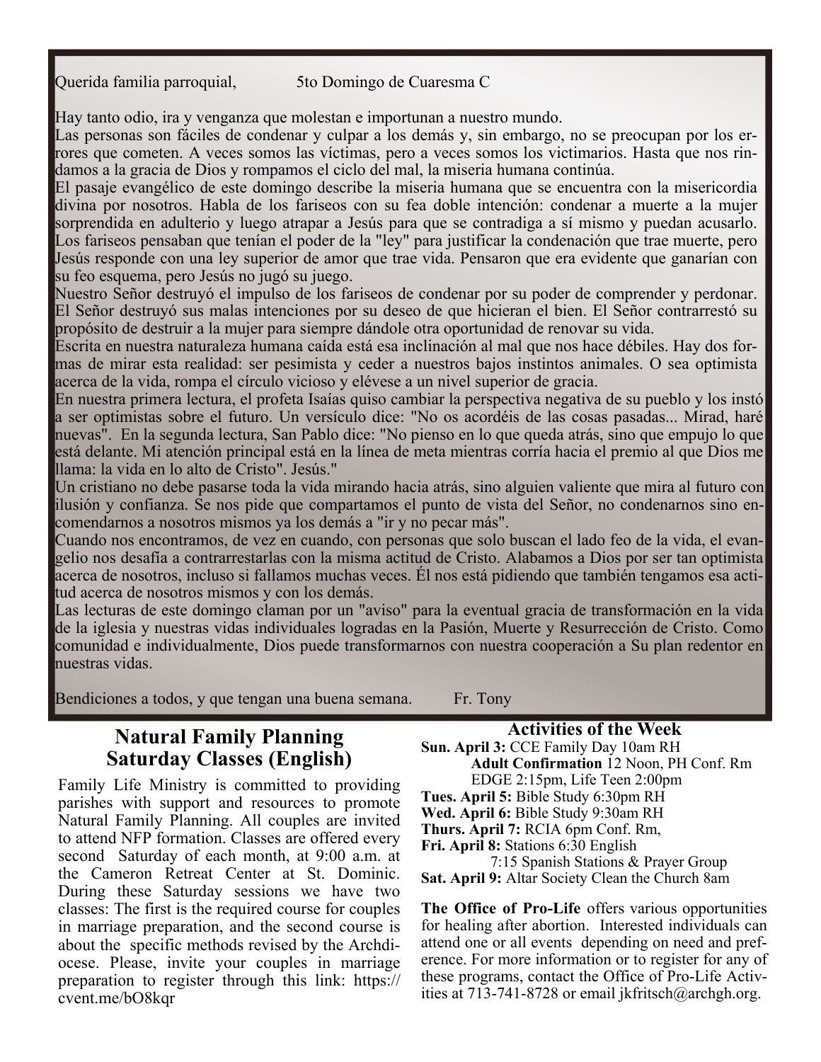Querida familia parroquial, 5to Domingo de Cuaresma C

Hay tanto odio, ira y venganza que molestan e importunan a nuestro mundo.

Las personas son fáciles de condenar y culpar a los demás y, sin embargo, no se preocupan por los errores que cometen. A veces somos las víctimas, pero a veces somos los victimarios. Hasta que nos rindamos a la gracia de Dios y rompamos el ciclo del mal, la miseria humana continúa.

El pasaje evangélico de este domingo describe la miseria humana que se encuentra con la misericordia divina por nosotros. Habla de los fariseos con su fea doble intención: condenar a muerte a la mujer sorprendida en adulterio y luego atrapar a Jesús para que se contradiga a sí mismo y puedan acusarlo. Los fariseos pensaban que tenían el poder de la "ley" para justificar la condenación que trae muerte, pero Jesús responde con una ley superior de amor que trae vida. Pensaron que era evidente que ganarían con su feo esquema, pero Jesús no jugó su juego.

Nuestro Señor destruyó el impulso de los fariseos de condenar por su poder de comprender y perdonar. El Señor destruyó sus malas intenciones por su deseo de que hicieran el bien. El Señor contrarrestó su propósito de destruir a la mujer para siempre dándole otra oportunidad de renovar su vida.

Escrita en nuestra naturaleza humana caída está esa inclinación al mal que nos hace débiles. Hay dos formas de mirar esta realidad: ser pesimista y ceder a nuestros bajos instintos animales. O sea optimista acerca de la vida, rompa el círculo vicioso y elévese a un nivel superior de gracia.

En nuestra primera lectura, el profeta Isaías quiso cambiar la perspectiva negativa de su pueblo y los instó a ser optimistas sobre el futuro. Un versículo dice: "No os acordéis de las cosas pasadas... Mirad, haré nuevas". En la segunda lectura, San Pablo dice: "No pienso en lo que queda atrás, sino que empujo lo que está delante. Mi atención principal está en la línea de meta mientras corría hacia el premio al que Dios me llama: la vida en lo alto de Cristo". Jesús."

Un cristiano no debe pasarse toda la vida mirando hacia atrás, sino alguien valiente que mira al futuro con ilusión y confianza. Se nos pide que compartamos el punto de vista del Señor, no condenarnos sino encomendarnos a nosotros mismos ya los demás a "ir y no pecar más".

Cuando nos encontramos, de vez en cuando, con personas que solo buscan el lado feo de la vida, el evangelio nos desafía a contrarrestarlas con la misma actitud de Cristo. Alabamos a Dios por ser tan optimista acerca de nosotros, incluso si fallamos muchas veces. Él nos está pidiendo que también tengamos esa actitud acerca de nosotros mismos y con los demás.

Las lecturas de este domingo claman por un "aviso" para la eventual gracia de transformación en la vida de la iglesia y nuestras vidas individuales logradas en la Pasión, Muerte y Resurrección de Cristo. Como comunidad e individualmente, Dios puede transformarnos con nuestra cooperación a Su plan redentor en nuestras vidas.

Bendiciones a todos, y que tengan una buena semana. Fr. Tony

## Natural Family Planning Saturday Classes (English)

Family Life Ministry is committed to providing parishes with support and resources to promote Natural Family Planning. All couples are invited to attend NFP formation. Classes are offered every second Saturday of each month, at 9:00 a.m. at the Cameron Retreat Center at St. Dominic. During these Saturday sessions we have two classes: The first is the required course for couples in marriage preparation, and the second course is about the specific methods revised by the Archdiocese. Please, invite your couples in marriage preparation to register through this link: https://cvent.me/bO8kqr

## Activities of the Week

**Sun. April 3:** CCE Family Day 10am RH
**Adult Confirmation** 12 Noon, PH Conf. Rm
EDGE 2:15pm, Life Teen 2:00pm
**Tues. April 5:** Bible Study 6:30pm RH
**Wed. April 6:** Bible Study 9:30am RH
**Thurs. April 7:** RCIA 6pm Conf. Rm,
**Fri. April 8:** Stations 6:30 English
7:15 Spanish Stations & Prayer Group
**Sat. April 9:** Altar Society Clean the Church 8am

**The Office of Pro-Life** offers various opportunities for healing after abortion. Interested individuals can attend one or all events depending on need and preference. For more information or to register for any of these programs, contact the Office of Pro-Life Activities at 713-741-8728 or email jkfritsch@archgh.org.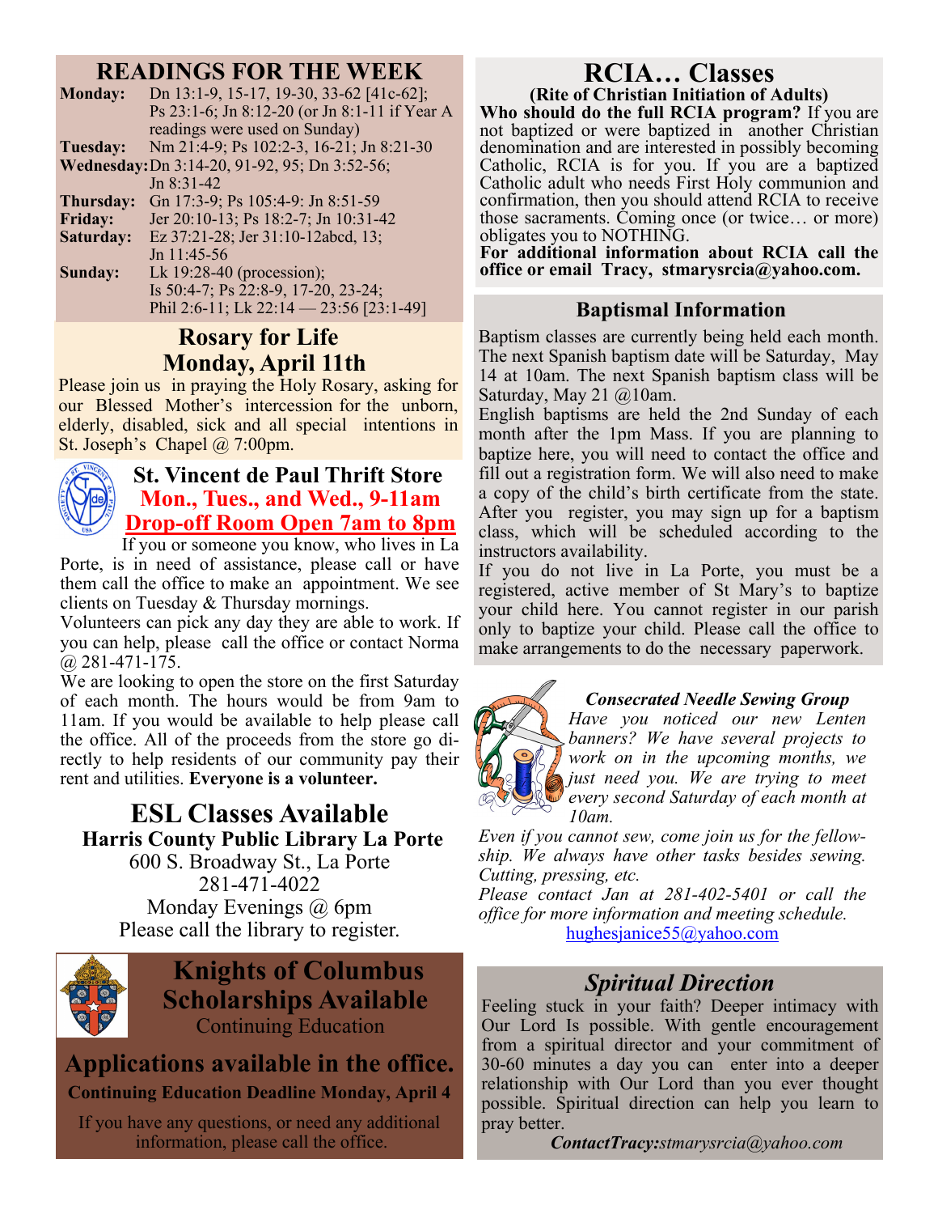## READINGS FOR THE WEEK

| | |
|---|---|
| **Monday:** | Dn 13:1-9, 15-17, 19-30, 33-62 [41c-62]; Ps 23:1-6; Jn 8:12-20 (or Jn 8:1-11 if Year A readings were used on Sunday) |
| **Tuesday:** | Nm 21:4-9; Ps 102:2-3, 16-21; Jn 8:21-30 |
| **Wednesday:** | Dn 3:14-20, 91-92, 95; Dn 3:52-56; Jn 8:31-42 |
| **Thursday:** | Gn 17:3-9; Ps 105:4-9: Jn 8:51-59 |
| **Friday:** | Jer 20:10-13; Ps 18:2-7; Jn 10:31-42 |
| **Saturday:** | Ez 37:21-28; Jer 31:10-12abcd, 13; Jn 11:45-56 |
| **Sunday:** | Lk 19:28-40 (procession); Is 50:4-7; Ps 22:8-9, 17-20, 23-24; Phil 2:6-11; Lk 22:14 — 23:56 [23:1-49] |

## Rosary for Life
## Monday, April 11th

Please join us in praying the Holy Rosary, asking for our Blessed Mother's intercession for the unborn, elderly, disabled, sick and all special intentions in St. Joseph's Chapel @ 7:00pm.

## St. Vincent de Paul Thrift Store
**Mon., Tues., and Wed., 9-11am**
**Drop-off Room Open 7am to 8pm**

If you or someone you know, who lives in La Porte, is in need of assistance, please call or have them call the office to make an appointment. We see clients on Tuesday & Thursday mornings.

Volunteers can pick any day they are able to work. If you can help, please call the office or contact Norma @ 281-471-175.

We are looking to open the store on the first Saturday of each month. The hours would be from 9am to 11am. If you would be available to help please call the office. All of the proceeds from the store go directly to help residents of our community pay their rent and utilities. **Everyone is a volunteer.**

## ESL Classes Available
**Harris County Public Library La Porte**

600 S. Broadway St., La Porte
281-471-4022
Monday Evenings @ 6pm
Please call the library to register.

## Knights of Columbus Scholarships Available
Continuing Education

## Applications available in the office.
**Continuing Education Deadline Monday, April 4**

If you have any questions, or need any additional information, please call the office.

## RCIA… Classes
**(Rite of Christian Initiation of Adults)**

**Who should do the full RCIA program?** If you are not baptized or were baptized in another Christian denomination and are interested in possibly becoming Catholic, RCIA is for you. If you are a baptized Catholic adult who needs First Holy communion and confirmation, then you should attend RCIA to receive those sacraments. Coming once (or twice… or more) obligates you to NOTHING.

**For additional information about RCIA call the office or email Tracy, stmarysrcia@yahoo.com.**

## Baptismal Information

Baptism classes are currently being held each month. The next Spanish baptism date will be Saturday, May 14 at 10am. The next Spanish baptism class will be Saturday, May 21 @10am.

English baptisms are held the 2nd Sunday of each month after the 1pm Mass. If you are planning to baptize here, you will need to contact the office and fill out a registration form. We will also need to make a copy of the child's birth certificate from the state. After you register, you may sign up for a baptism class, which will be scheduled according to the instructors availability.

If you do not live in La Porte, you must be a registered, active member of St Mary's to baptize your child here. You cannot register in our parish only to baptize your child. Please call the office to make arrangements to do the necessary paperwork.

***Consecrated Needle Sewing Group***

*Have you noticed our new Lenten banners? We have several projects to work on in the upcoming months, we just need you. We are trying to meet every second Saturday of each month at 10am.*

*Even if you cannot sew, come join us for the fellowship. We always have other tasks besides sewing. Cutting, pressing, etc.*

*Please contact Jan at 281-402-5401 or call the office for more information and meeting schedule.*
hughesjanice55@yahoo.com

## *Spiritual Direction*

Feeling stuck in your faith? Deeper intimacy with Our Lord Is possible. With gentle encouragement from a spiritual director and your commitment of 30-60 minutes a day you can enter into a deeper relationship with Our Lord than you ever thought possible. Spiritual direction can help you learn to pray better.

***ContactTracy:****stmarysrcia@yahoo.com*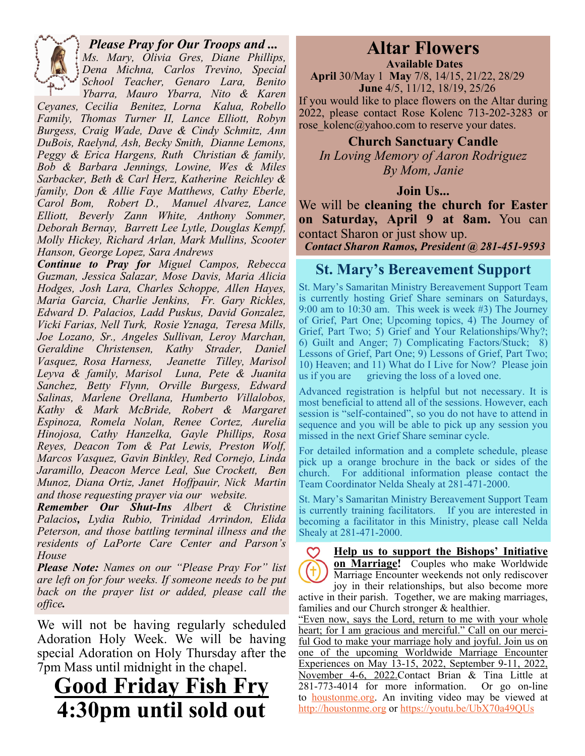### *Please Pray for Our Troops and ...*

*Ms. Mary, Olivia Gres, Diane Phillips, Dena Michna, Carlos Trevino, Special School Teacher, Genaro Lara, Benito Ybarra, Mauro Ybarra, Nito & Karen Ceyanes, Cecilia Benitez, Lorna Kalua, Robello Family, Thomas Turner II, Lance Elliott, Robyn Burgess, Craig Wade, Dave & Cindy Schmitz, Ann DuBois, Raelynd, Ash, Becky Smith, Dianne Lemons, Peggy & Erica Hargens, Ruth Christian & family, Bob & Barbara Jennings, Lowine, Wes & Miles Sarbacker, Beth & Carl Herz, Katherine Reichley & family, Don & Allie Faye Matthews, Cathy Eberle, Carol Bom, Robert D., Manuel Alvarez, Lance Elliott, Beverly Zann White, Anthony Sommer, Deborah Bernay, Barrett Lee Lytle, Douglas Kempf, Molly Hickey, Richard Arlan, Mark Mullins, Scooter Hanson, George Lopez, Sara Andrews*

***Continue to Pray for*** *Miguel Campos, Rebecca Guzman, Jessica Salazar, Mose Davis, Maria Alicia Hodges, Josh Lara, Charles Schoppe, Allen Hayes, Maria Garcia, Charlie Jenkins, Fr. Gary Rickles, Edward D. Palacios, Ladd Puskus, David Gonzalez, Vicki Farias, Nell Turk, Rosie Yznaga, Teresa Mills, Joe Lozano, Sr., Angeles Sullivan, Leroy Marchan, Geraldine Christensen, Kathy Strader, Daniel Vasquez, Rosa Harness, Jeanette Tilley, Marisol Leyva & family, Marisol Luna, Pete & Juanita Sanchez, Betty Flynn, Orville Burgess, Edward Salinas, Marlene Orellana, Humberto Villalobos, Kathy & Mark McBride, Robert & Margaret Espinoza, Romela Nolan, Renee Cortez, Aurelia Hinojosa, Cathy Hanzelka, Gayle Phillips, Rosa Reyes, Deacon Tom & Pat Lewis, Preston Wolf, Marcos Vasquez, Gavin Binkley, Red Cornejo, Linda Jaramillo, Deacon Merce Leal, Sue Crockett, Ben Munoz, Diana Ortiz, Janet Hoffpauir, Nick Martin and those requesting prayer via our website.*

***Remember Our Shut-Ins*** *Albert & Christine Palacios**,** Lydia Rubio, Trinidad Arrindon, Elida Peterson, and those battling terminal illness and the residents of LaPorte Care Center and Parson's House*

***Please Note:*** *Names on our "Please Pray For" list are left on for four weeks. If someone needs to be put back on the prayer list or added, please call the office.*

We will not be having regularly scheduled Adoration Holy Week. We will be having special Adoration on Holy Thursday after the 7pm Mass until midnight in the chapel.

# Good Friday Fish Fry
# 4:30pm until sold out

## Altar Flowers

**Available Dates**

**April** 30/May 1 **May** 7/8, 14/15, 21/22, 28/29
**June** 4/5, 11/12, 18/19, 25/26

If you would like to place flowers on the Altar during 2022, please contact Rose Kolenc 713-202-3283 or rose_kolenc@yahoo.com to reserve your dates.

### Church Sanctuary Candle

*In Loving Memory of Aaron Rodriguez*
*By Mom, Janie*

### Join Us...

We will be **cleaning the church for Easter on Saturday, April 9 at 8am.** You can contact Sharon or just show up.

***Contact Sharon Ramos, President @ 281-451-9593***

## St. Mary's Bereavement Support

St. Mary's Samaritan Ministry Bereavement Support Team is currently hosting Grief Share seminars on Saturdays, 9:00 am to 10:30 am. This week is week #3) The Journey of Grief, Part One; Upcoming topics, 4) The Journey of Grief, Part Two; 5) Grief and Your Relationships/Why?; 6) Guilt and Anger; 7) Complicating Factors/Stuck; 8) Lessons of Grief, Part One; 9) Lessons of Grief, Part Two; 10) Heaven; and 11) What do I Live for Now? Please join us if you are grieving the loss of a loved one.

Advanced registration is helpful but not necessary. It is most beneficial to attend all of the sessions. However, each session is "self-contained", so you do not have to attend in sequence and you will be able to pick up any session you missed in the next Grief Share seminar cycle.

For detailed information and a complete schedule, please pick up a orange brochure in the back or sides of the church. For additional information please contact the Team Coordinator Nelda Shealy at 281-471-2000.

St. Mary's Samaritan Ministry Bereavement Support Team is currently training facilitators. If you are interested in becoming a facilitator in this Ministry, please call Nelda Shealy at 281-471-2000.

**Help us to support the Bishops' Initiative on Marriage!** Couples who make Worldwide Marriage Encounter weekends not only rediscover joy in their relationships, but also become more active in their parish. Together, we are making marriages, families and our Church stronger & healthier.

"Even now, says the Lord, return to me with your whole heart; for I am gracious and merciful." Call on our merciful God to make your marriage holy and joyful. Join us on one of the upcoming Worldwide Marriage Encounter Experiences on May 13-15, 2022, September 9-11, 2022, November 4-6, 2022.Contact Brian & Tina Little at 281-773-4014 for more information. Or go on-line to houstonme.org. An inviting video may be viewed at http://houstonme.org or https://youtu.be/UbX70a49QUs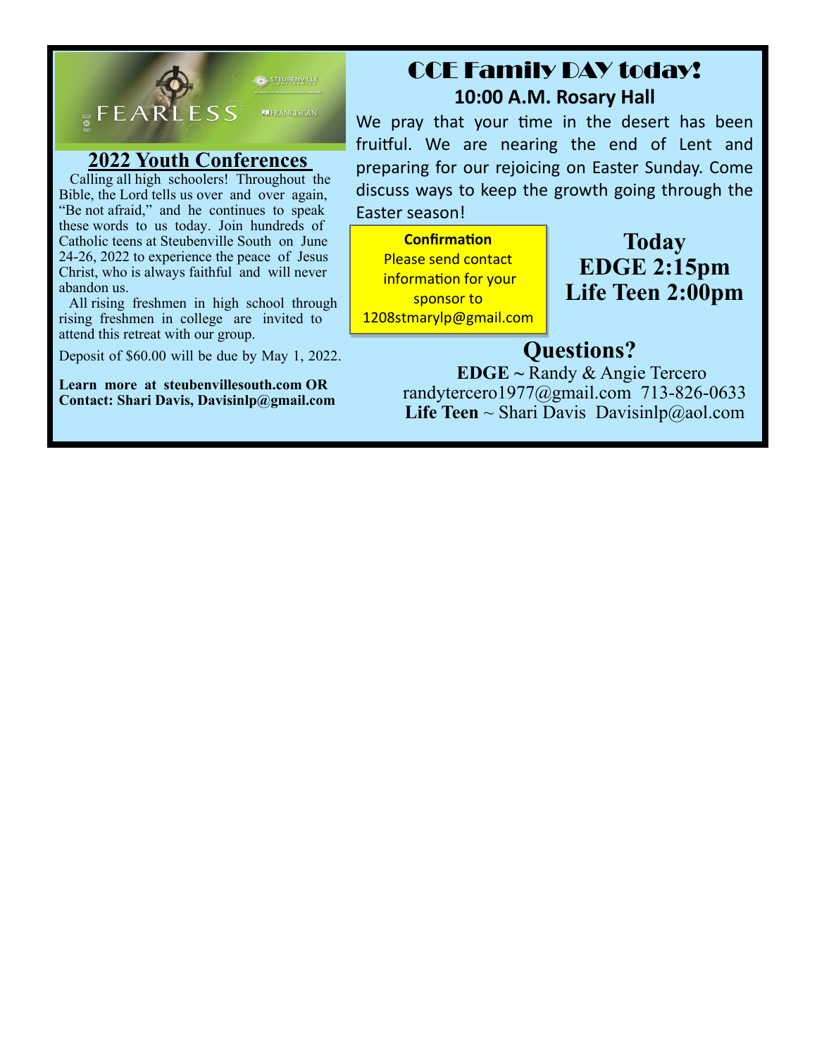FEARLESS

STEUBENVILLE CONFERENCES

FRANCISCAN

## 2022 Youth Conferences

Calling all high schoolers! Throughout the Bible, the Lord tells us over and over again, "Be not afraid," and he continues to speak these words to us today. Join hundreds of Catholic teens at Steubenville South on June 24-26, 2022 to experience the peace of Jesus Christ, who is always faithful and will never abandon us.

All rising freshmen in high school through rising freshmen in college are invited to attend this retreat with our group.

Deposit of $60.00 will be due by May 1, 2022.

**Learn more at steubenvillesouth.com OR Contact: Shari Davis, Davisinlp@gmail.com**

## CCE Family DAY today!

### 10:00 A.M. Rosary Hall

We pray that your time in the desert has been fruitful. We are nearing the end of Lent and preparing for our rejoicing on Easter Sunday. Come discuss ways to keep the growth going through the Easter season!

**Confirmation**
Please send contact information for your sponsor to 1208stmarylp@gmail.com

**Today**
**EDGE 2:15pm**
**Life Teen 2:00pm**

## Questions?

**EDGE ~** Randy & Angie Tercero
randytercero1977@gmail.com 713-826-0633
**Life Teen** ~ Shari Davis Davisinlp@aol.com